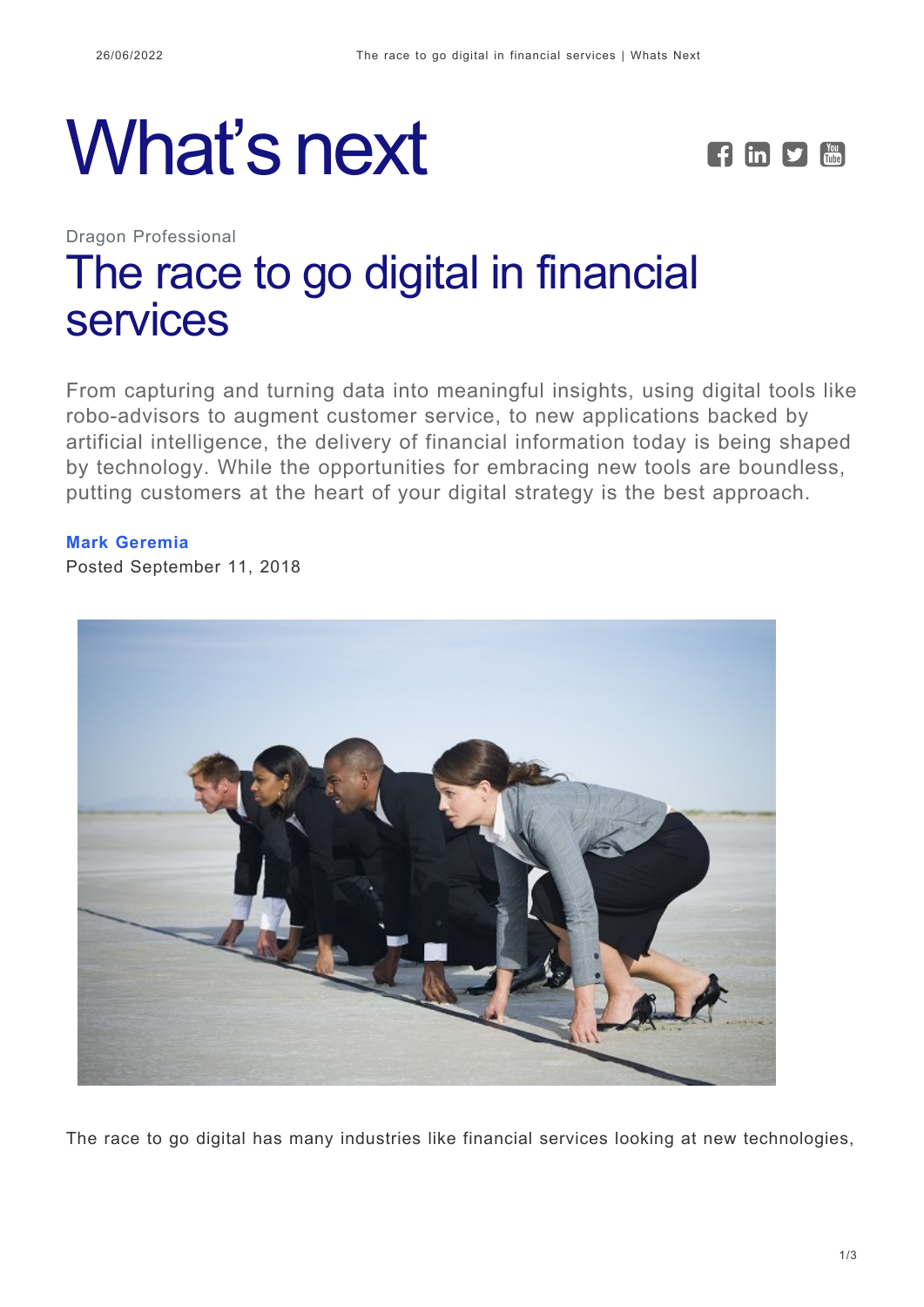# What's next

Dragon Professional

## The race to go digital in financial services

From capturing and turning data into meaningful insights, using digital tools like robo-advisors to augment customer service, to new applications backed by artificial intelligence, the delivery of financial information today is being shaped by technology. While the opportunities for embracing new tools are boundless, putting customers at the heart of your digital strategy is the best approach.

**Mark Geremia**
Posted September 11, 2018

The race to go digital has many industries like financial services looking at new technologies,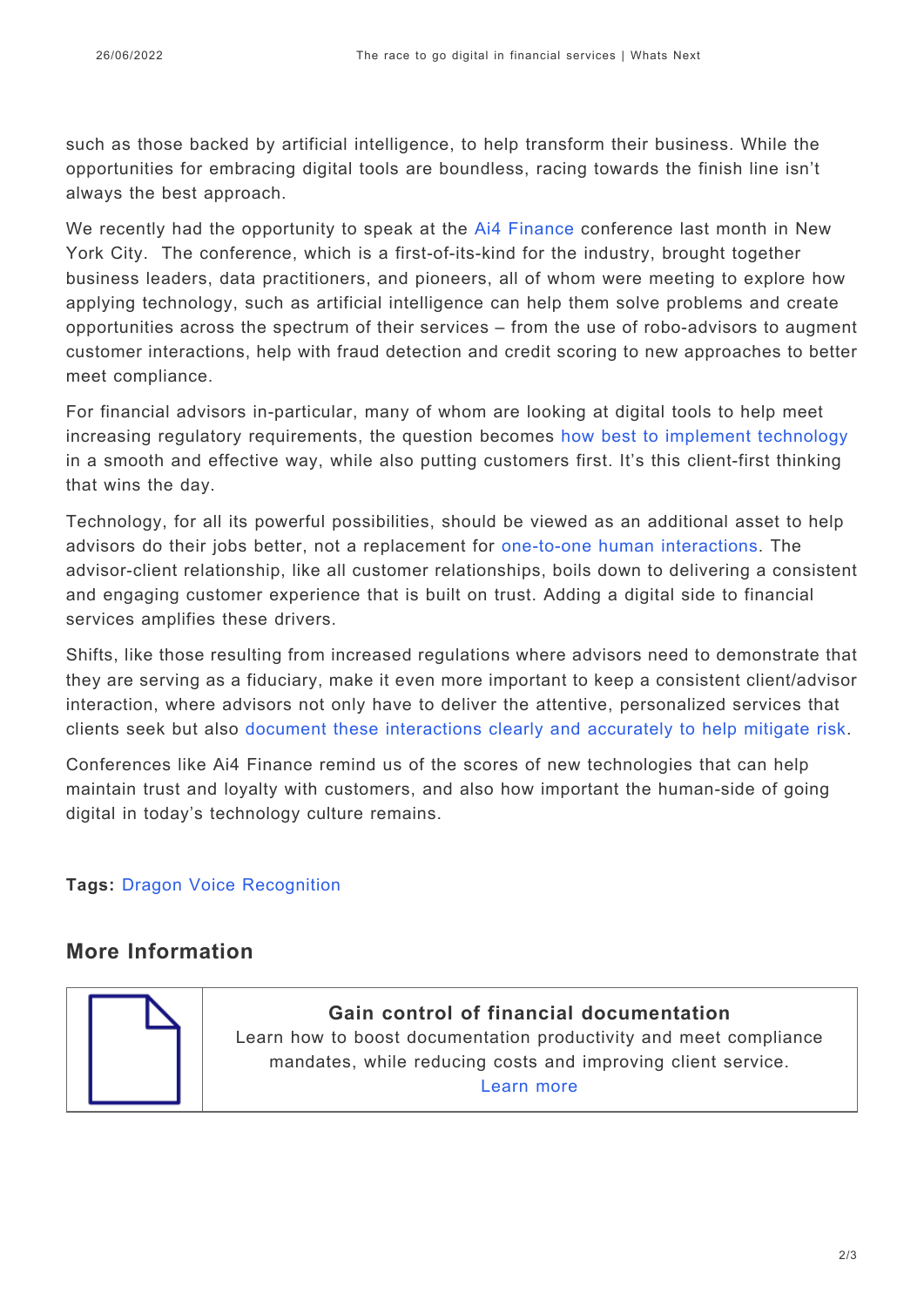such as those backed by artificial intelligence, to help transform their business. While the opportunities for embracing digital tools are boundless, racing towards the finish line isn't always the best approach.

We recently had the opportunity to speak at the Ai4 Finance conference last month in New York City. The conference, which is a first-of-its-kind for the industry, brought together business leaders, data practitioners, and pioneers, all of whom were meeting to explore how applying technology, such as artificial intelligence can help them solve problems and create opportunities across the spectrum of their services – from the use of robo-advisors to augment customer interactions, help with fraud detection and credit scoring to new approaches to better meet compliance.

For financial advisors in-particular, many of whom are looking at digital tools to help meet increasing regulatory requirements, the question becomes how best to implement technology in a smooth and effective way, while also putting customers first. It's this client-first thinking that wins the day.

Technology, for all its powerful possibilities, should be viewed as an additional asset to help advisors do their jobs better, not a replacement for one-to-one human interactions. The advisor-client relationship, like all customer relationships, boils down to delivering a consistent and engaging customer experience that is built on trust. Adding a digital side to financial services amplifies these drivers.

Shifts, like those resulting from increased regulations where advisors need to demonstrate that they are serving as a fiduciary, make it even more important to keep a consistent client/advisor interaction, where advisors not only have to deliver the attentive, personalized services that clients seek but also document these interactions clearly and accurately to help mitigate risk.

Conferences like Ai4 Finance remind us of the scores of new technologies that can help maintain trust and loyalty with customers, and also how important the human-side of going digital in today's technology culture remains.

**Tags:** Dragon Voice Recognition

## More Information

**Gain control of financial documentation**

Learn how to boost documentation productivity and meet compliance mandates, while reducing costs and improving client service.

Learn more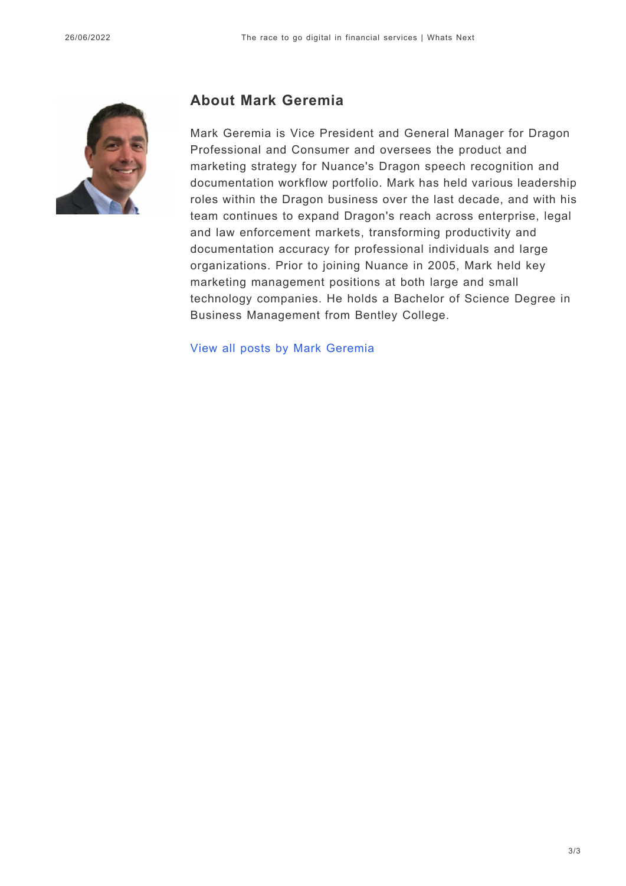## About Mark Geremia

Mark Geremia is Vice President and General Manager for Dragon Professional and Consumer and oversees the product and marketing strategy for Nuance's Dragon speech recognition and documentation workflow portfolio. Mark has held various leadership roles within the Dragon business over the last decade, and with his team continues to expand Dragon's reach across enterprise, legal and law enforcement markets, transforming productivity and documentation accuracy for professional individuals and large organizations. Prior to joining Nuance in 2005, Mark held key marketing management positions at both large and small technology companies. He holds a Bachelor of Science Degree in Business Management from Bentley College.

View all posts by Mark Geremia